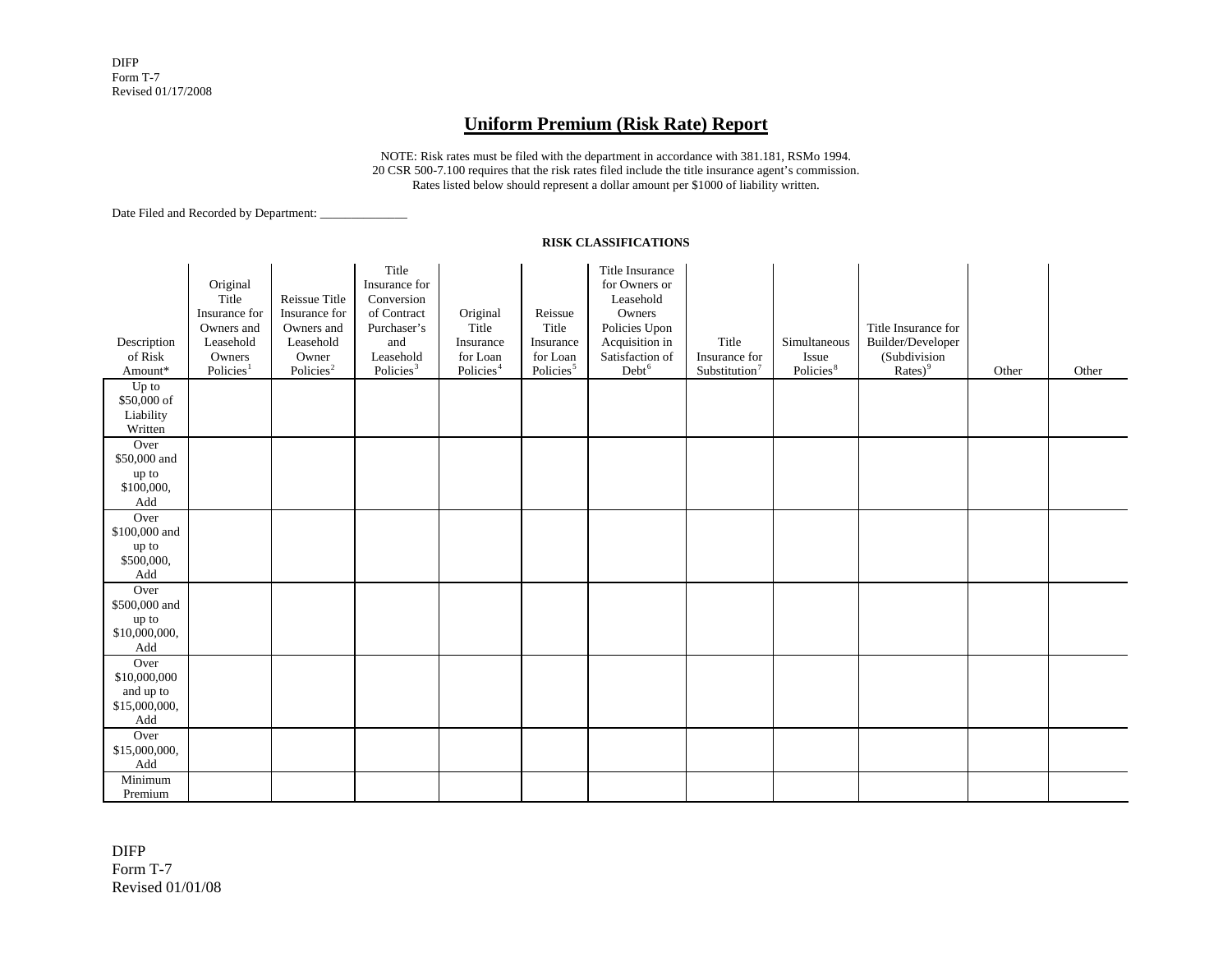DIFP
Form T-7
Revised 01/17/2008

# Uniform Premium (Risk Rate) Report

NOTE: Risk rates must be filed with the department in accordance with 381.181, RSMo 1994.
20 CSR 500-7.100 requires that the risk rates filed include the title insurance agent's commission.
Rates listed below should represent a dollar amount per $1000 of liability written.

Date Filed and Recorded by Department: ______________

**RISK CLASSIFICATIONS**

| Description of Risk Amount* | Original Title Insurance for Owners and Leasehold Owners Policies[1] | Reissue Title Insurance for Owners and Leasehold Owner Policies[2] | Title Insurance for Conversion of Contract Purchaser's and Leasehold Policies[3] | Original Title Insurance for Loan Policies[4] | Reissue Title Insurance for Loan Policies[5] | Title Insurance for Owners or Leasehold Owners Policies Upon Acquisition in Satisfaction of Debt[6] | Title Insurance for Substitution[7] | Simultaneous Issue Policies[8] | Title Insurance for Builder/Developer (Subdivision Rates)[9] | Other | Other |
|---|---|---|---|---|---|---|---|---|---|---|---|
| Up to $50,000 of Liability Written | | | | | | | | | | | |
| Over $50,000 and up to $100,000, Add | | | | | | | | | | | |
| Over $100,000 and up to $500,000, Add | | | | | | | | | | | |
| Over $500,000 and up to $10,000,000, Add | | | | | | | | | | | |
| Over $10,000,000 and up to $15,000,000, Add | | | | | | | | | | | |
| Over $15,000,000, Add | | | | | | | | | | | |
| Minimum Premium | | | | | | | | | | | |

DIFP
Form T-7
Revised 01/01/08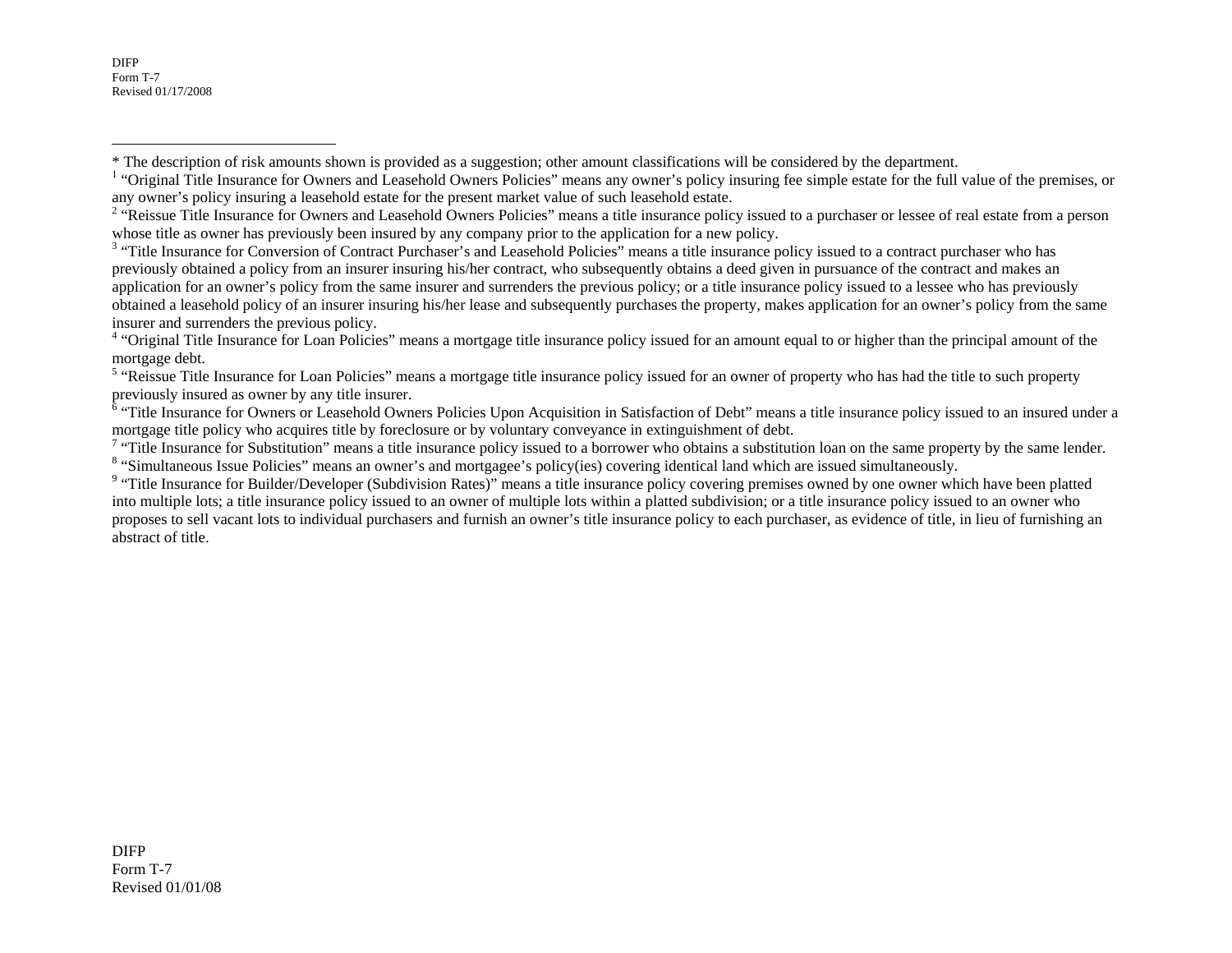---

* The description of risk amounts shown is provided as a suggestion; other amount classifications will be considered by the department.

[1] "Original Title Insurance for Owners and Leasehold Owners Policies" means any owner's policy insuring fee simple estate for the full value of the premises, or any owner's policy insuring a leasehold estate for the present market value of such leasehold estate.

[2] "Reissue Title Insurance for Owners and Leasehold Owners Policies" means a title insurance policy issued to a purchaser or lessee of real estate from a person whose title as owner has previously been insured by any company prior to the application for a new policy.

[3] "Title Insurance for Conversion of Contract Purchaser's and Leasehold Policies" means a title insurance policy issued to a contract purchaser who has previously obtained a policy from an insurer insuring his/her contract, who subsequently obtains a deed given in pursuance of the contract and makes an application for an owner's policy from the same insurer and surrenders the previous policy; or a title insurance policy issued to a lessee who has previously obtained a leasehold policy of an insurer insuring his/her lease and subsequently purchases the property, makes application for an owner's policy from the same insurer and surrenders the previous policy.

[4] "Original Title Insurance for Loan Policies" means a mortgage title insurance policy issued for an amount equal to or higher than the principal amount of the mortgage debt.

[5] "Reissue Title Insurance for Loan Policies" means a mortgage title insurance policy issued for an owner of property who has had the title to such property previously insured as owner by any title insurer.

[6] "Title Insurance for Owners or Leasehold Owners Policies Upon Acquisition in Satisfaction of Debt" means a title insurance policy issued to an insured under a mortgage title policy who acquires title by foreclosure or by voluntary conveyance in extinguishment of debt.

[7] "Title Insurance for Substitution" means a title insurance policy issued to a borrower who obtains a substitution loan on the same property by the same lender.

[8] "Simultaneous Issue Policies" means an owner's and mortgagee's policy(ies) covering identical land which are issued simultaneously.

[9] "Title Insurance for Builder/Developer (Subdivision Rates)" means a title insurance policy covering premises owned by one owner which have been platted into multiple lots; a title insurance policy issued to an owner of multiple lots within a platted subdivision; or a title insurance policy issued to an owner who proposes to sell vacant lots to individual purchasers and furnish an owner's title insurance policy to each purchaser, as evidence of title, in lieu of furnishing an abstract of title.